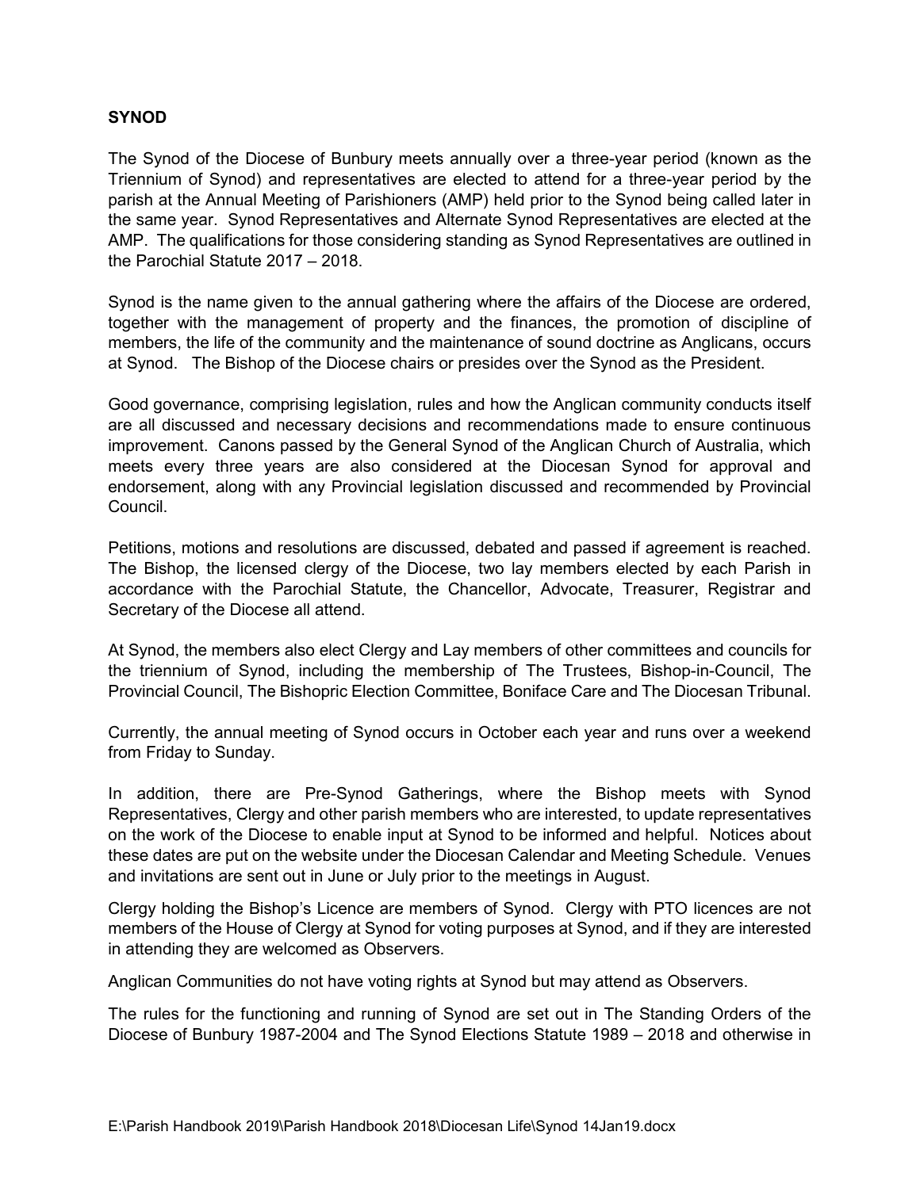**SYNOD**

The Synod of the Diocese of Bunbury meets annually over a three-year period (known as the Triennium of Synod) and representatives are elected to attend for a three-year period by the parish at the Annual Meeting of Parishioners (AMP) held prior to the Synod being called later in the same year. Synod Representatives and Alternate Synod Representatives are elected at the AMP. The qualifications for those considering standing as Synod Representatives are outlined in the Parochial Statute 2017 – 2018.

Synod is the name given to the annual gathering where the affairs of the Diocese are ordered, together with the management of property and the finances, the promotion of discipline of members, the life of the community and the maintenance of sound doctrine as Anglicans, occurs at Synod. The Bishop of the Diocese chairs or presides over the Synod as the President.

Good governance, comprising legislation, rules and how the Anglican community conducts itself are all discussed and necessary decisions and recommendations made to ensure continuous improvement. Canons passed by the General Synod of the Anglican Church of Australia, which meets every three years are also considered at the Diocesan Synod for approval and endorsement, along with any Provincial legislation discussed and recommended by Provincial Council.

Petitions, motions and resolutions are discussed, debated and passed if agreement is reached. The Bishop, the licensed clergy of the Diocese, two lay members elected by each Parish in accordance with the Parochial Statute, the Chancellor, Advocate, Treasurer, Registrar and Secretary of the Diocese all attend.

At Synod, the members also elect Clergy and Lay members of other committees and councils for the triennium of Synod, including the membership of The Trustees, Bishop-in-Council, The Provincial Council, The Bishopric Election Committee, Boniface Care and The Diocesan Tribunal.

Currently, the annual meeting of Synod occurs in October each year and runs over a weekend from Friday to Sunday.

In addition, there are Pre-Synod Gatherings, where the Bishop meets with Synod Representatives, Clergy and other parish members who are interested, to update representatives on the work of the Diocese to enable input at Synod to be informed and helpful. Notices about these dates are put on the website under the Diocesan Calendar and Meeting Schedule. Venues and invitations are sent out in June or July prior to the meetings in August.

Clergy holding the Bishop's Licence are members of Synod. Clergy with PTO licences are not members of the House of Clergy at Synod for voting purposes at Synod, and if they are interested in attending they are welcomed as Observers.

Anglican Communities do not have voting rights at Synod but may attend as Observers.

The rules for the functioning and running of Synod are set out in The Standing Orders of the Diocese of Bunbury 1987-2004 and The Synod Elections Statute 1989 – 2018 and otherwise in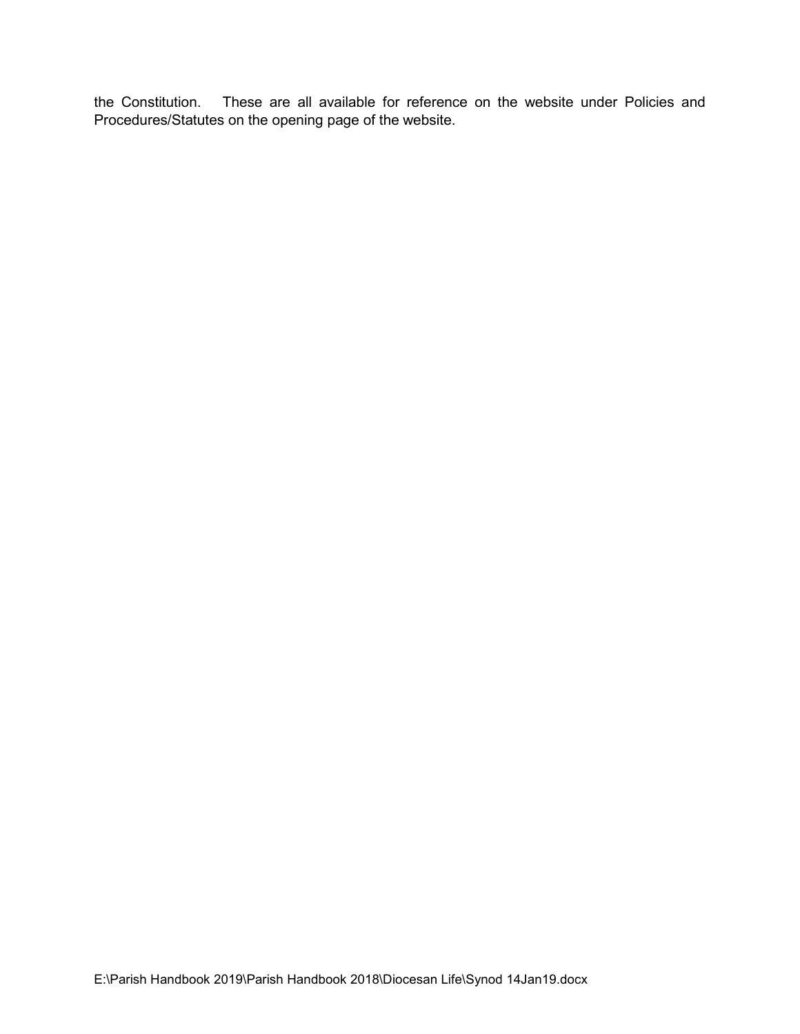the Constitution. These are all available for reference on the website under Policies and Procedures/Statutes on the opening page of the website.